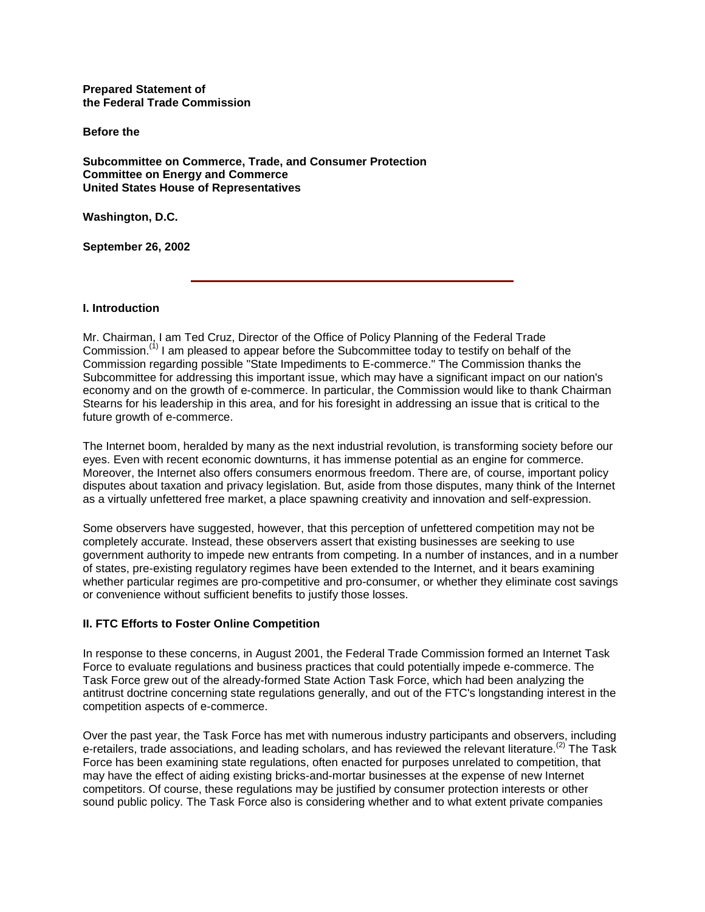**Prepared Statement of the Federal Trade Commission**

**Before the**

**Subcommittee on Commerce, Trade, and Consumer Protection**
**Committee on Energy and Commerce**
**United States House of Representatives**

**Washington, D.C.**

**September 26, 2002**

---

## I. Introduction

Mr. Chairman, I am Ted Cruz, Director of the Office of Policy Planning of the Federal Trade Commission.[1] I am pleased to appear before the Subcommittee today to testify on behalf of the Commission regarding possible "State Impediments to E-commerce." The Commission thanks the Subcommittee for addressing this important issue, which may have a significant impact on our nation's economy and on the growth of e-commerce. In particular, the Commission would like to thank Chairman Stearns for his leadership in this area, and for his foresight in addressing an issue that is critical to the future growth of e-commerce.

The Internet boom, heralded by many as the next industrial revolution, is transforming society before our eyes. Even with recent economic downturns, it has immense potential as an engine for commerce. Moreover, the Internet also offers consumers enormous freedom. There are, of course, important policy disputes about taxation and privacy legislation. But, aside from those disputes, many think of the Internet as a virtually unfettered free market, a place spawning creativity and innovation and self-expression.

Some observers have suggested, however, that this perception of unfettered competition may not be completely accurate. Instead, these observers assert that existing businesses are seeking to use government authority to impede new entrants from competing. In a number of instances, and in a number of states, pre-existing regulatory regimes have been extended to the Internet, and it bears examining whether particular regimes are pro-competitive and pro-consumer, or whether they eliminate cost savings or convenience without sufficient benefits to justify those losses.

## II. FTC Efforts to Foster Online Competition

In response to these concerns, in August 2001, the Federal Trade Commission formed an Internet Task Force to evaluate regulations and business practices that could potentially impede e-commerce. The Task Force grew out of the already-formed State Action Task Force, which had been analyzing the antitrust doctrine concerning state regulations generally, and out of the FTC's longstanding interest in the competition aspects of e-commerce.

Over the past year, the Task Force has met with numerous industry participants and observers, including e-retailers, trade associations, and leading scholars, and has reviewed the relevant literature.[2] The Task Force has been examining state regulations, often enacted for purposes unrelated to competition, that may have the effect of aiding existing bricks-and-mortar businesses at the expense of new Internet competitors. Of course, these regulations may be justified by consumer protection interests or other sound public policy. The Task Force also is considering whether and to what extent private companies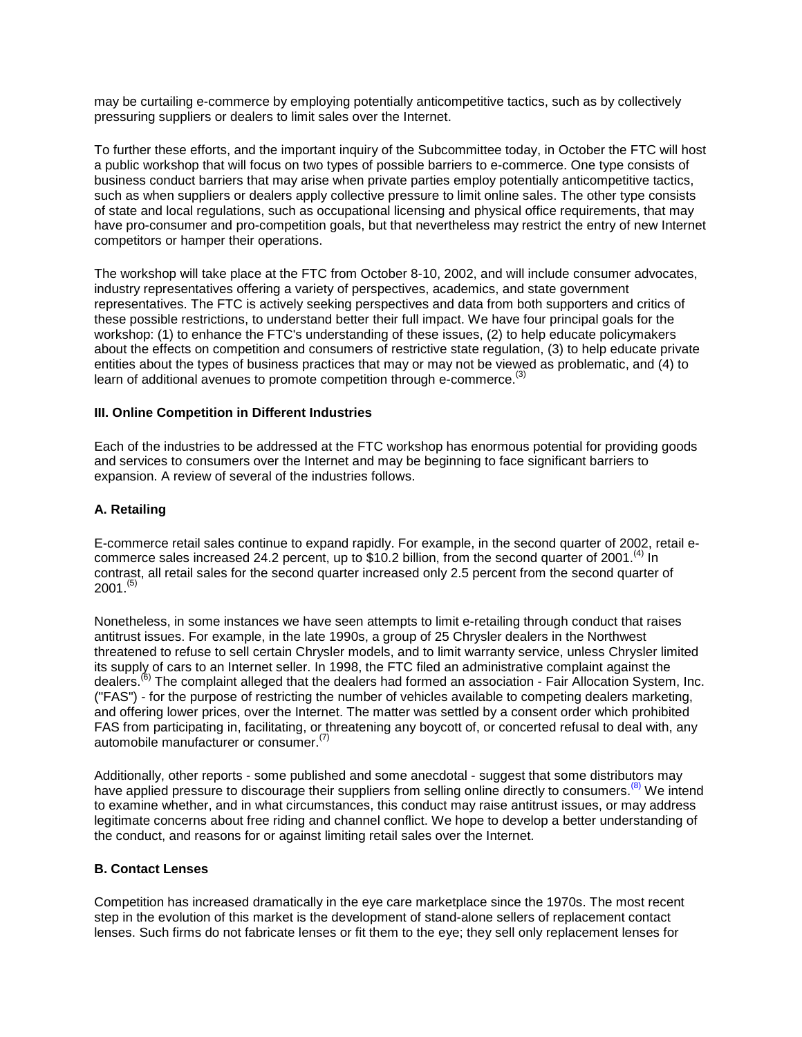may be curtailing e-commerce by employing potentially anticompetitive tactics, such as by collectively pressuring suppliers or dealers to limit sales over the Internet.

To further these efforts, and the important inquiry of the Subcommittee today, in October the FTC will host a public workshop that will focus on two types of possible barriers to e-commerce. One type consists of business conduct barriers that may arise when private parties employ potentially anticompetitive tactics, such as when suppliers or dealers apply collective pressure to limit online sales. The other type consists of state and local regulations, such as occupational licensing and physical office requirements, that may have pro-consumer and pro-competition goals, but that nevertheless may restrict the entry of new Internet competitors or hamper their operations.

The workshop will take place at the FTC from October 8-10, 2002, and will include consumer advocates, industry representatives offering a variety of perspectives, academics, and state government representatives. The FTC is actively seeking perspectives and data from both supporters and critics of these possible restrictions, to understand better their full impact. We have four principal goals for the workshop: (1) to enhance the FTC's understanding of these issues, (2) to help educate policymakers about the effects on competition and consumers of restrictive state regulation, (3) to help educate private entities about the types of business practices that may or may not be viewed as problematic, and (4) to learn of additional avenues to promote competition through e-commerce.[(3)]

### III. Online Competition in Different Industries

Each of the industries to be addressed at the FTC workshop has enormous potential for providing goods and services to consumers over the Internet and may be beginning to face significant barriers to expansion. A review of several of the industries follows.

#### A. Retailing

E-commerce retail sales continue to expand rapidly. For example, in the second quarter of 2002, retail e-commerce sales increased 24.2 percent, up to $10.2 billion, from the second quarter of 2001.[(4)] In contrast, all retail sales for the second quarter increased only 2.5 percent from the second quarter of 2001.[(5)]

Nonetheless, in some instances we have seen attempts to limit e-retailing through conduct that raises antitrust issues. For example, in the late 1990s, a group of 25 Chrysler dealers in the Northwest threatened to refuse to sell certain Chrysler models, and to limit warranty service, unless Chrysler limited its supply of cars to an Internet seller. In 1998, the FTC filed an administrative complaint against the dealers.[(6)] The complaint alleged that the dealers had formed an association - Fair Allocation System, Inc. ("FAS") - for the purpose of restricting the number of vehicles available to competing dealers marketing, and offering lower prices, over the Internet. The matter was settled by a consent order which prohibited FAS from participating in, facilitating, or threatening any boycott of, or concerted refusal to deal with, any automobile manufacturer or consumer.[(7)]

Additionally, other reports - some published and some anecdotal - suggest that some distributors may have applied pressure to discourage their suppliers from selling online directly to consumers.[(8)] We intend to examine whether, and in what circumstances, this conduct may raise antitrust issues, or may address legitimate concerns about free riding and channel conflict. We hope to develop a better understanding of the conduct, and reasons for or against limiting retail sales over the Internet.

#### B. Contact Lenses

Competition has increased dramatically in the eye care marketplace since the 1970s. The most recent step in the evolution of this market is the development of stand-alone sellers of replacement contact lenses. Such firms do not fabricate lenses or fit them to the eye; they sell only replacement lenses for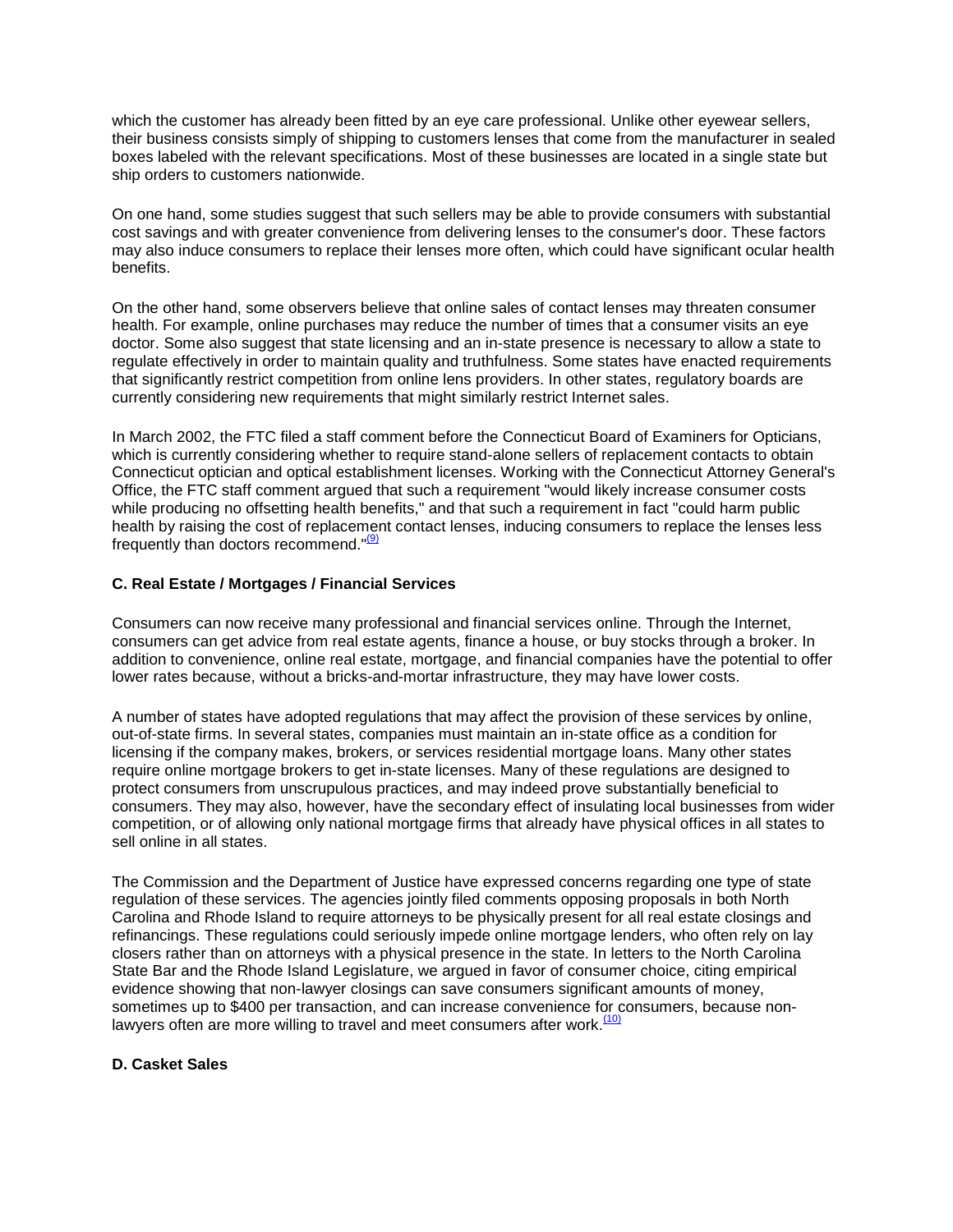which the customer has already been fitted by an eye care professional. Unlike other eyewear sellers, their business consists simply of shipping to customers lenses that come from the manufacturer in sealed boxes labeled with the relevant specifications. Most of these businesses are located in a single state but ship orders to customers nationwide.

On one hand, some studies suggest that such sellers may be able to provide consumers with substantial cost savings and with greater convenience from delivering lenses to the consumer's door. These factors may also induce consumers to replace their lenses more often, which could have significant ocular health benefits.

On the other hand, some observers believe that online sales of contact lenses may threaten consumer health. For example, online purchases may reduce the number of times that a consumer visits an eye doctor. Some also suggest that state licensing and an in-state presence is necessary to allow a state to regulate effectively in order to maintain quality and truthfulness. Some states have enacted requirements that significantly restrict competition from online lens providers. In other states, regulatory boards are currently considering new requirements that might similarly restrict Internet sales.

In March 2002, the FTC filed a staff comment before the Connecticut Board of Examiners for Opticians, which is currently considering whether to require stand-alone sellers of replacement contacts to obtain Connecticut optician and optical establishment licenses. Working with the Connecticut Attorney General's Office, the FTC staff comment argued that such a requirement "would likely increase consumer costs while producing no offsetting health benefits," and that such a requirement in fact "could harm public health by raising the cost of replacement contact lenses, inducing consumers to replace the lenses less frequently than doctors recommend."[(9)]

### C. Real Estate / Mortgages / Financial Services

Consumers can now receive many professional and financial services online. Through the Internet, consumers can get advice from real estate agents, finance a house, or buy stocks through a broker. In addition to convenience, online real estate, mortgage, and financial companies have the potential to offer lower rates because, without a bricks-and-mortar infrastructure, they may have lower costs.

A number of states have adopted regulations that may affect the provision of these services by online, out-of-state firms. In several states, companies must maintain an in-state office as a condition for licensing if the company makes, brokers, or services residential mortgage loans. Many other states require online mortgage brokers to get in-state licenses. Many of these regulations are designed to protect consumers from unscrupulous practices, and may indeed prove substantially beneficial to consumers. They may also, however, have the secondary effect of insulating local businesses from wider competition, or of allowing only national mortgage firms that already have physical offices in all states to sell online in all states.

The Commission and the Department of Justice have expressed concerns regarding one type of state regulation of these services. The agencies jointly filed comments opposing proposals in both North Carolina and Rhode Island to require attorneys to be physically present for all real estate closings and refinancings. These regulations could seriously impede online mortgage lenders, who often rely on lay closers rather than on attorneys with a physical presence in the state. In letters to the North Carolina State Bar and the Rhode Island Legislature, we argued in favor of consumer choice, citing empirical evidence showing that non-lawyer closings can save consumers significant amounts of money, sometimes up to $400 per transaction, and can increase convenience for consumers, because non-lawyers often are more willing to travel and meet consumers after work.[(10)]

### D. Casket Sales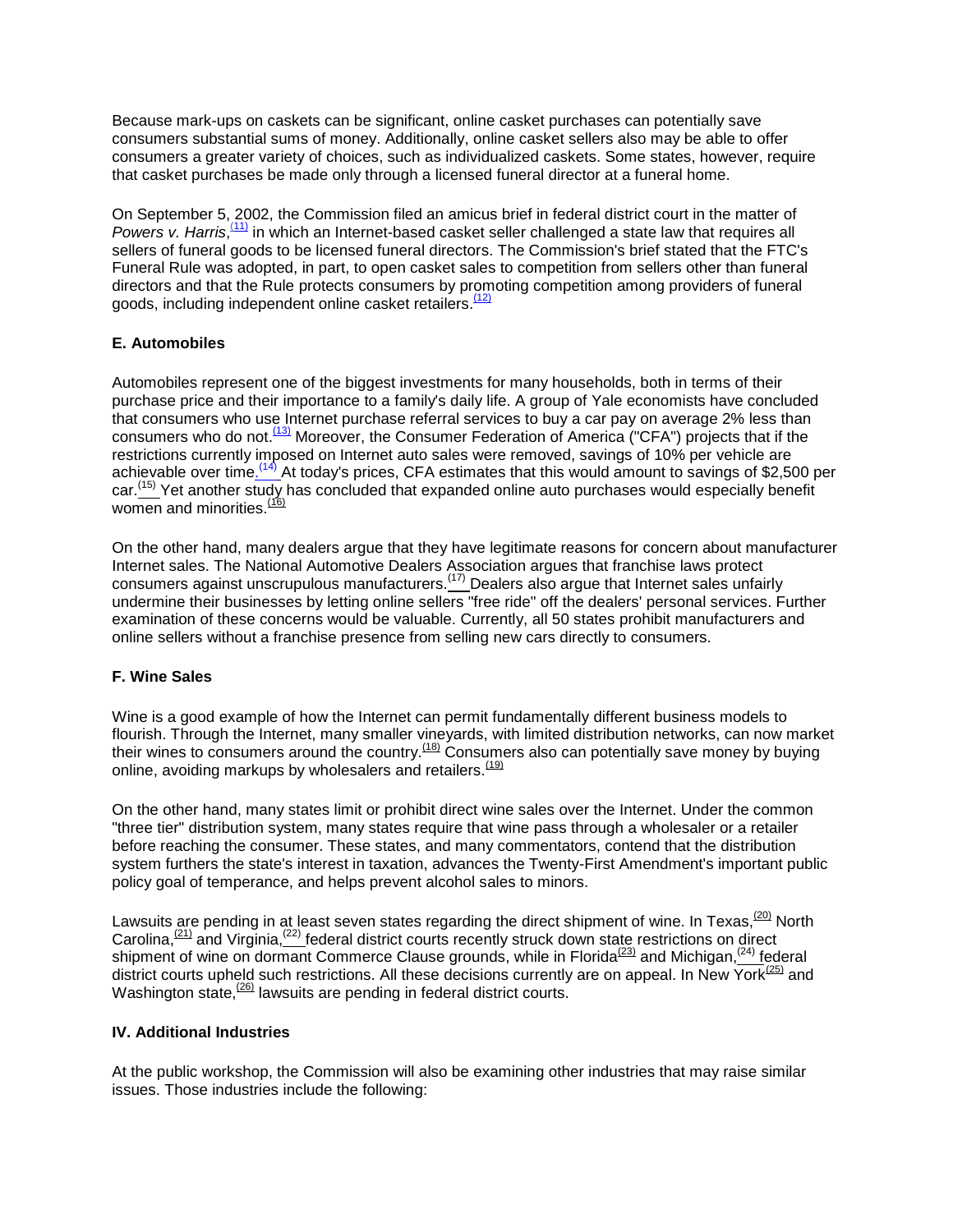Because mark-ups on caskets can be significant, online casket purchases can potentially save consumers substantial sums of money. Additionally, online casket sellers also may be able to offer consumers a greater variety of choices, such as individualized caskets. Some states, however, require that casket purchases be made only through a licensed funeral director at a funeral home.

On September 5, 2002, the Commission filed an amicus brief in federal district court in the matter of *Powers v. Harris*,[11] in which an Internet-based casket seller challenged a state law that requires all sellers of funeral goods to be licensed funeral directors. The Commission's brief stated that the FTC's Funeral Rule was adopted, in part, to open casket sales to competition from sellers other than funeral directors and that the Rule protects consumers by promoting competition among providers of funeral goods, including independent online casket retailers.[12]

### E. Automobiles

Automobiles represent one of the biggest investments for many households, both in terms of their purchase price and their importance to a family's daily life. A group of Yale economists have concluded that consumers who use Internet purchase referral services to buy a car pay on average 2% less than consumers who do not.[13] Moreover, the Consumer Federation of America ("CFA") projects that if the restrictions currently imposed on Internet auto sales were removed, savings of 10% per vehicle are achievable over time.[14] At today's prices, CFA estimates that this would amount to savings of $2,500 per car.[15] Yet another study has concluded that expanded online auto purchases would especially benefit women and minorities.[16]

On the other hand, many dealers argue that they have legitimate reasons for concern about manufacturer Internet sales. The National Automotive Dealers Association argues that franchise laws protect consumers against unscrupulous manufacturers.[17] Dealers also argue that Internet sales unfairly undermine their businesses by letting online sellers "free ride" off the dealers' personal services. Further examination of these concerns would be valuable. Currently, all 50 states prohibit manufacturers and online sellers without a franchise presence from selling new cars directly to consumers.

### F. Wine Sales

Wine is a good example of how the Internet can permit fundamentally different business models to flourish. Through the Internet, many smaller vineyards, with limited distribution networks, can now market their wines to consumers around the country.[18] Consumers also can potentially save money by buying online, avoiding markups by wholesalers and retailers.[19]

On the other hand, many states limit or prohibit direct wine sales over the Internet. Under the common "three tier" distribution system, many states require that wine pass through a wholesaler or a retailer before reaching the consumer. These states, and many commentators, contend that the distribution system furthers the state's interest in taxation, advances the Twenty-First Amendment's important public policy goal of temperance, and helps prevent alcohol sales to minors.

Lawsuits are pending in at least seven states regarding the direct shipment of wine. In Texas,[20] North Carolina,[21] and Virginia,[22] federal district courts recently struck down state restrictions on direct shipment of wine on dormant Commerce Clause grounds, while in Florida[23] and Michigan,[24] federal district courts upheld such restrictions. All these decisions currently are on appeal. In New York[25] and Washington state,[26] lawsuits are pending in federal district courts.

## IV. Additional Industries

At the public workshop, the Commission will also be examining other industries that may raise similar issues. Those industries include the following: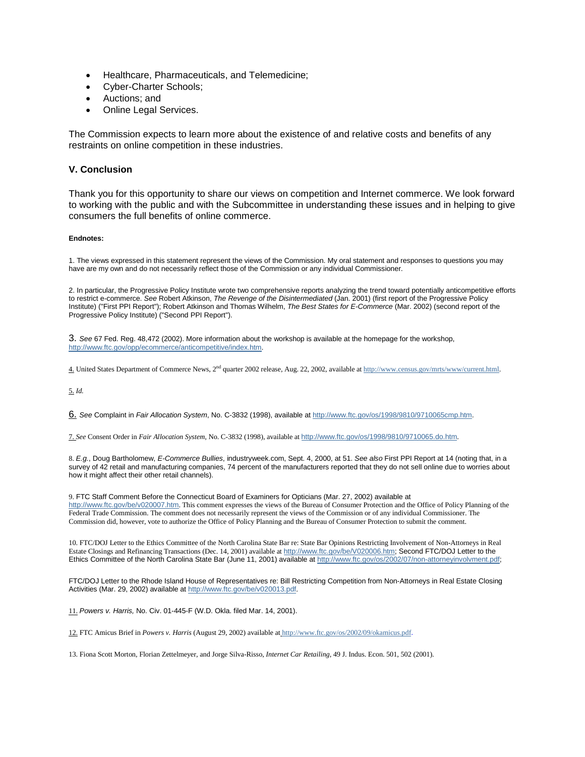- Healthcare, Pharmaceuticals, and Telemedicine;
- Cyber-Charter Schools;
- Auctions; and
- Online Legal Services.

The Commission expects to learn more about the existence of and relative costs and benefits of any restraints on online competition in these industries.

## V. Conclusion

Thank you for this opportunity to share our views on competition and Internet commerce. We look forward to working with the public and with the Subcommittee in understanding these issues and in helping to give consumers the full benefits of online commerce.

**Endnotes:**

1. The views expressed in this statement represent the views of the Commission. My oral statement and responses to questions you may have are my own and do not necessarily reflect those of the Commission or any individual Commissioner.

2. In particular, the Progressive Policy Institute wrote two comprehensive reports analyzing the trend toward potentially anticompetitive efforts to restrict e-commerce. *See* Robert Atkinson, *The Revenge of the Disintermediated* (Jan. 2001) (first report of the Progressive Policy Institute) ("First PPI Report"); Robert Atkinson and Thomas Wilhelm, *The Best States for E-Commerce* (Mar. 2002) (second report of the Progressive Policy Institute) ("Second PPI Report").

3. *See* 67 Fed. Reg. 48,472 (2002). More information about the workshop is available at the homepage for the workshop, http://www.ftc.gov/opp/ecommerce/anticompetitive/index.htm.

4. United States Department of Commerce News, 2nd quarter 2002 release, Aug. 22, 2002, available at http://www.census.gov/mrts/www/current.html.

5. *Id.*

6. *See* Complaint in *Fair Allocation System*, No. C-3832 (1998), available at http://www.ftc.gov/os/1998/9810/9710065cmp.htm.

7. *See* Consent Order in *Fair Allocation System*, No. C-3832 (1998), available at http://www.ftc.gov/os/1998/9810/9710065.do.htm.

8. *E.g.*, Doug Bartholomew, *E-Commerce Bullies*, industryweek.com, Sept. 4, 2000, at 51. *See also* First PPI Report at 14 (noting that, in a survey of 42 retail and manufacturing companies, 74 percent of the manufacturers reported that they do not sell online due to worries about how it might affect their other retail channels).

9. FTC Staff Comment Before the Connecticut Board of Examiners for Opticians (Mar. 27, 2002) available at http://www.ftc.gov/be/v020007.htm. This comment expresses the views of the Bureau of Consumer Protection and the Office of Policy Planning of the Federal Trade Commission. The comment does not necessarily represent the views of the Commission or of any individual Commissioner. The Commission did, however, vote to authorize the Office of Policy Planning and the Bureau of Consumer Protection to submit the comment.

10. FTC/DOJ Letter to the Ethics Committee of the North Carolina State Bar re: State Bar Opinions Restricting Involvement of Non-Attorneys in Real Estate Closings and Refinancing Transactions (Dec. 14, 2001) available at http://www.ftc.gov/be/V020006.htm; Second FTC/DOJ Letter to the Ethics Committee of the North Carolina State Bar (June 11, 2001) available at http://www.ftc.gov/os/2002/07/non-attorneyinvolvment.pdf;

FTC/DOJ Letter to the Rhode Island House of Representatives re: Bill Restricting Competition from Non-Attorneys in Real Estate Closing Activities (Mar. 29, 2002) available at http://www.ftc.gov/be/v020013.pdf.

11. *Powers v. Harris,* No. Civ. 01-445-F (W.D. Okla. filed Mar. 14, 2001).

12. FTC Amicus Brief in *Powers v. Harris* (August 29, 2002) available at http://www.ftc.gov/os/2002/09/okamicus.pdf.

13. Fiona Scott Morton, Florian Zettelmeyer, and Jorge Silva-Risso, *Internet Car Retailing*, 49 J. Indus. Econ. 501, 502 (2001).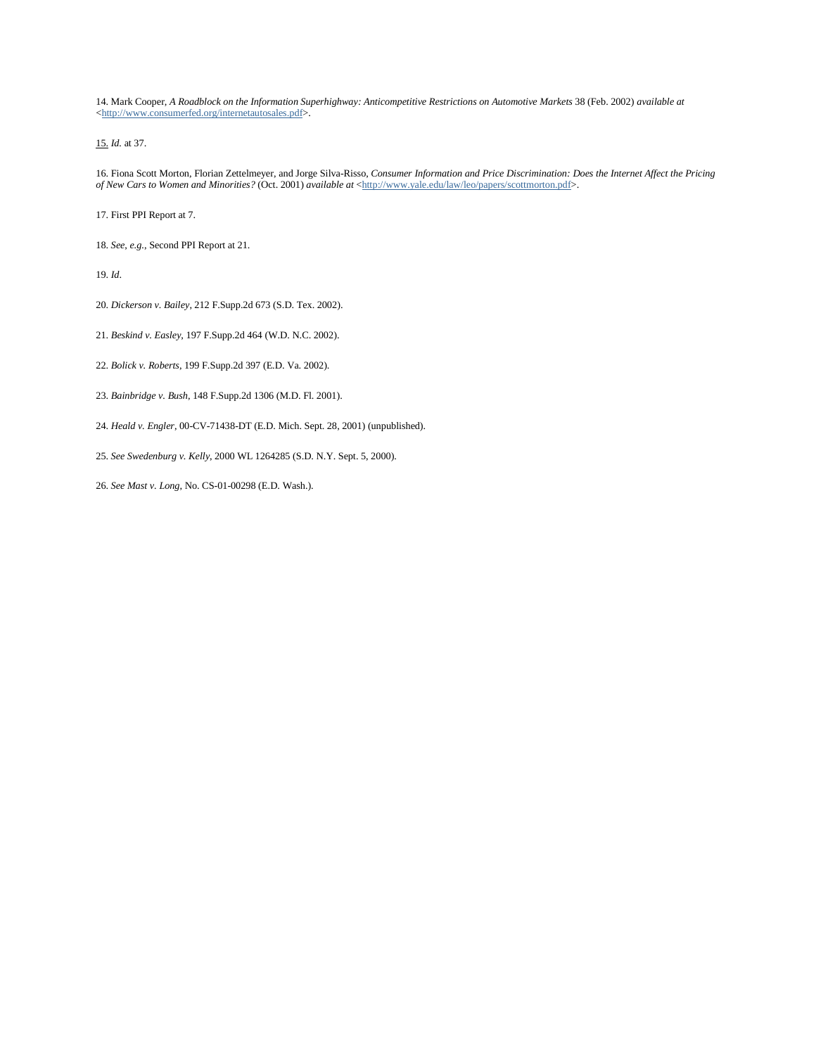14. Mark Cooper, *A Roadblock on the Information Superhighway: Anticompetitive Restrictions on Automotive Markets* 38 (Feb. 2002) *available at* <http://www.consumerfed.org/internetautosales.pdf>.

15. *Id.* at 37.

16. Fiona Scott Morton, Florian Zettelmeyer, and Jorge Silva-Risso, *Consumer Information and Price Discrimination: Does the Internet Affect the Pricing of New Cars to Women and Minorities?* (Oct. 2001) *available at* <http://www.yale.edu/law/leo/papers/scottmorton.pdf>.

17. First PPI Report at 7.

18. *See*, *e.g.*, Second PPI Report at 21.

19. *Id*.

20. *Dickerson v. Bailey*, 212 F.Supp.2d 673 (S.D. Tex. 2002).

21. *Beskind v. Easley*, 197 F.Supp.2d 464 (W.D. N.C. 2002).

22. *Bolick v. Roberts*, 199 F.Supp.2d 397 (E.D. Va. 2002).

23. *Bainbridge v. Bush*, 148 F.Supp.2d 1306 (M.D. Fl. 2001).

24. *Heald v. Engler*, 00-CV-71438-DT (E.D. Mich. Sept. 28, 2001) (unpublished).

25. *See Swedenburg v. Kelly*, 2000 WL 1264285 (S.D. N.Y. Sept. 5, 2000).

26. *See Mast v. Long*, No. CS-01-00298 (E.D. Wash.).